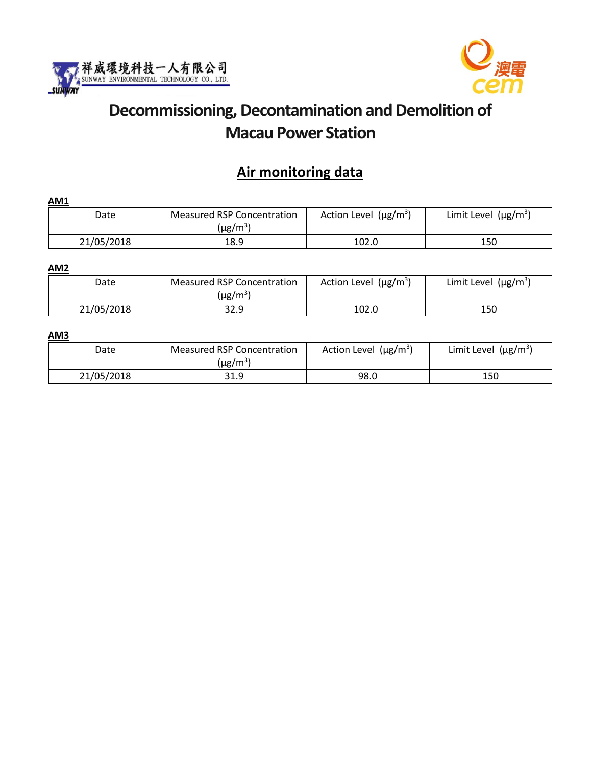祥威環境科技一人有限公司
SUNWAY ENVIRONMENTAL TECHNOLOGY CO., LTD.

澳電 cem

# Decommissioning, Decontamination and Demolition of Macau Power Station

## Air monitoring data

**AM1**

| Date | Measured RSP Concentration (μg/m$^3$) | Action Level (μg/m$^3$) | Limit Level (μg/m$^3$) |
|---|---|---|---|
| 21/05/2018 | 18.9 | 102.0 | 150 |

**AM2**

| Date | Measured RSP Concentration (μg/m$^3$) | Action Level (μg/m$^3$) | Limit Level (μg/m$^3$) |
|---|---|---|---|
| 21/05/2018 | 32.9 | 102.0 | 150 |

**AM3**

| Date | Measured RSP Concentration (μg/m$^3$) | Action Level (μg/m$^3$) | Limit Level (μg/m$^3$) |
|---|---|---|---|
| 21/05/2018 | 31.9 | 98.0 | 150 |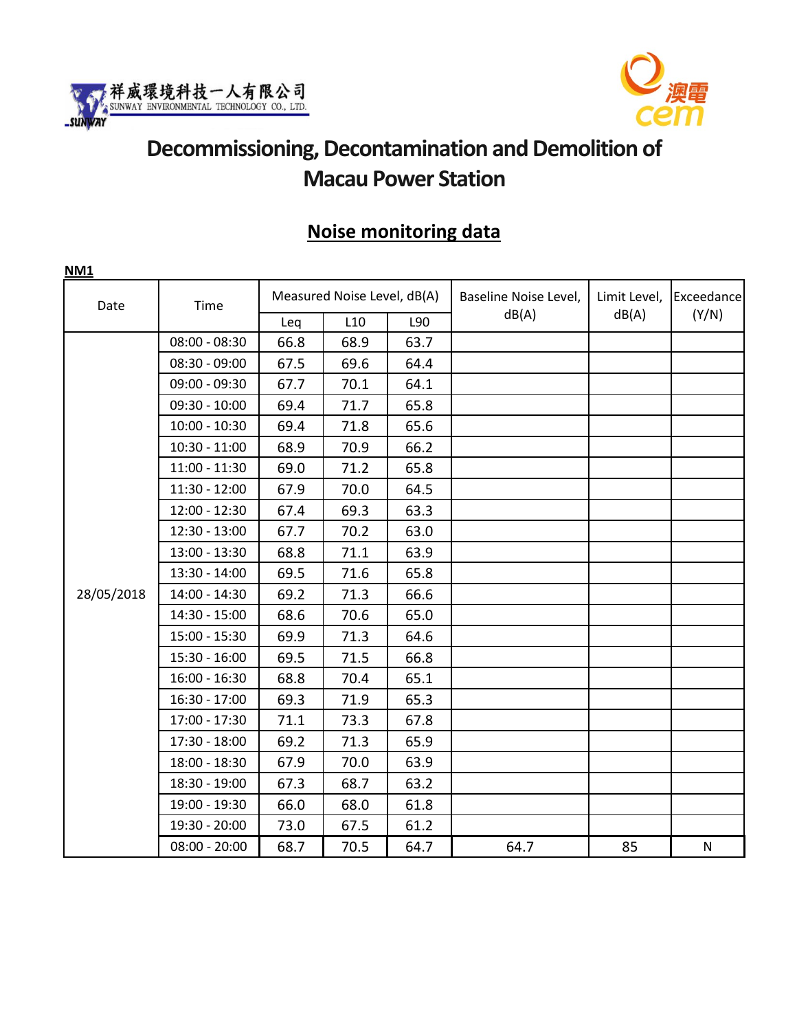祥威環境科技一人有限公司
SUNWAY ENVIRONMENTAL TECHNOLOGY CO., LTD.

澳電 cem

# Decommissioning, Decontamination and Demolition of Macau Power Station

## Noise monitoring data

**NM1**

| Date | Time | Measured Noise Level, dB(A) | | | Baseline Noise Level, dB(A) | Limit Level, dB(A) | Exceedance (Y/N) |
|---|---|---|---|---|---|---|---|
| | | Leq | L10 | L90 | | | |
| 28/05/2018 | 08:00 - 08:30 | 66.8 | 68.9 | 63.7 | | | |
| | 08:30 - 09:00 | 67.5 | 69.6 | 64.4 | | | |
| | 09:00 - 09:30 | 67.7 | 70.1 | 64.1 | | | |
| | 09:30 - 10:00 | 69.4 | 71.7 | 65.8 | | | |
| | 10:00 - 10:30 | 69.4 | 71.8 | 65.6 | | | |
| | 10:30 - 11:00 | 68.9 | 70.9 | 66.2 | | | |
| | 11:00 - 11:30 | 69.0 | 71.2 | 65.8 | | | |
| | 11:30 - 12:00 | 67.9 | 70.0 | 64.5 | | | |
| | 12:00 - 12:30 | 67.4 | 69.3 | 63.3 | | | |
| | 12:30 - 13:00 | 67.7 | 70.2 | 63.0 | | | |
| | 13:00 - 13:30 | 68.8 | 71.1 | 63.9 | | | |
| | 13:30 - 14:00 | 69.5 | 71.6 | 65.8 | | | |
| | 14:00 - 14:30 | 69.2 | 71.3 | 66.6 | | | |
| | 14:30 - 15:00 | 68.6 | 70.6 | 65.0 | | | |
| | 15:00 - 15:30 | 69.9 | 71.3 | 64.6 | | | |
| | 15:30 - 16:00 | 69.5 | 71.5 | 66.8 | | | |
| | 16:00 - 16:30 | 68.8 | 70.4 | 65.1 | | | |
| | 16:30 - 17:00 | 69.3 | 71.9 | 65.3 | | | |
| | 17:00 - 17:30 | 71.1 | 73.3 | 67.8 | | | |
| | 17:30 - 18:00 | 69.2 | 71.3 | 65.9 | | | |
| | 18:00 - 18:30 | 67.9 | 70.0 | 63.9 | | | |
| | 18:30 - 19:00 | 67.3 | 68.7 | 63.2 | | | |
| | 19:00 - 19:30 | 66.0 | 68.0 | 61.8 | | | |
| | 19:30 - 20:00 | 73.0 | 67.5 | 61.2 | | | |
| | 08:00 - 20:00 | 68.7 | 70.5 | 64.7 | 64.7 | 85 | N |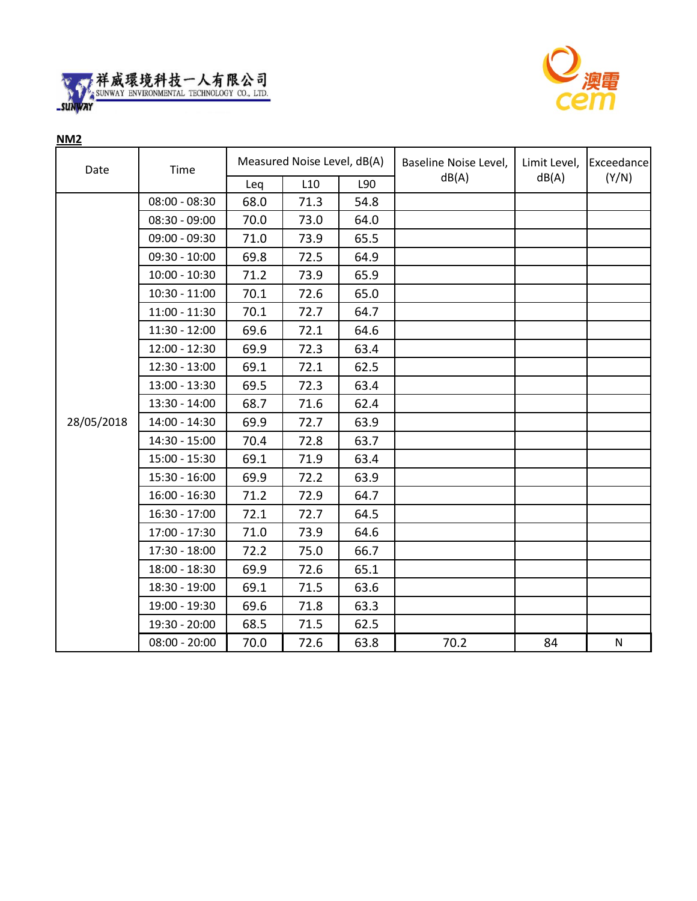祥威環境科技一人有限公司
SUNWAY ENVIRONMENTAL TECHNOLOGY CO., LTD.

澳電 cem

**NM2**

| Date | Time | Measured Noise Level, dB(A) | | | Baseline Noise Level, dB(A) | Limit Level, dB(A) | Exceedance (Y/N) |
|---|---|---|---|---|---|---|---|
| | | Leq | L10 | L90 | | | |
| 28/05/2018 | 08:00 - 08:30 | 68.0 | 71.3 | 54.8 | | | |
| | 08:30 - 09:00 | 70.0 | 73.0 | 64.0 | | | |
| | 09:00 - 09:30 | 71.0 | 73.9 | 65.5 | | | |
| | 09:30 - 10:00 | 69.8 | 72.5 | 64.9 | | | |
| | 10:00 - 10:30 | 71.2 | 73.9 | 65.9 | | | |
| | 10:30 - 11:00 | 70.1 | 72.6 | 65.0 | | | |
| | 11:00 - 11:30 | 70.1 | 72.7 | 64.7 | | | |
| | 11:30 - 12:00 | 69.6 | 72.1 | 64.6 | | | |
| | 12:00 - 12:30 | 69.9 | 72.3 | 63.4 | | | |
| | 12:30 - 13:00 | 69.1 | 72.1 | 62.5 | | | |
| | 13:00 - 13:30 | 69.5 | 72.3 | 63.4 | | | |
| | 13:30 - 14:00 | 68.7 | 71.6 | 62.4 | | | |
| | 14:00 - 14:30 | 69.9 | 72.7 | 63.9 | | | |
| | 14:30 - 15:00 | 70.4 | 72.8 | 63.7 | | | |
| | 15:00 - 15:30 | 69.1 | 71.9 | 63.4 | | | |
| | 15:30 - 16:00 | 69.9 | 72.2 | 63.9 | | | |
| | 16:00 - 16:30 | 71.2 | 72.9 | 64.7 | | | |
| | 16:30 - 17:00 | 72.1 | 72.7 | 64.5 | | | |
| | 17:00 - 17:30 | 71.0 | 73.9 | 64.6 | | | |
| | 17:30 - 18:00 | 72.2 | 75.0 | 66.7 | | | |
| | 18:00 - 18:30 | 69.9 | 72.6 | 65.1 | | | |
| | 18:30 - 19:00 | 69.1 | 71.5 | 63.6 | | | |
| | 19:00 - 19:30 | 69.6 | 71.8 | 63.3 | | | |
| | 19:30 - 20:00 | 68.5 | 71.5 | 62.5 | | | |
| | 08:00 - 20:00 | 70.0 | 72.6 | 63.8 | 70.2 | 84 | N |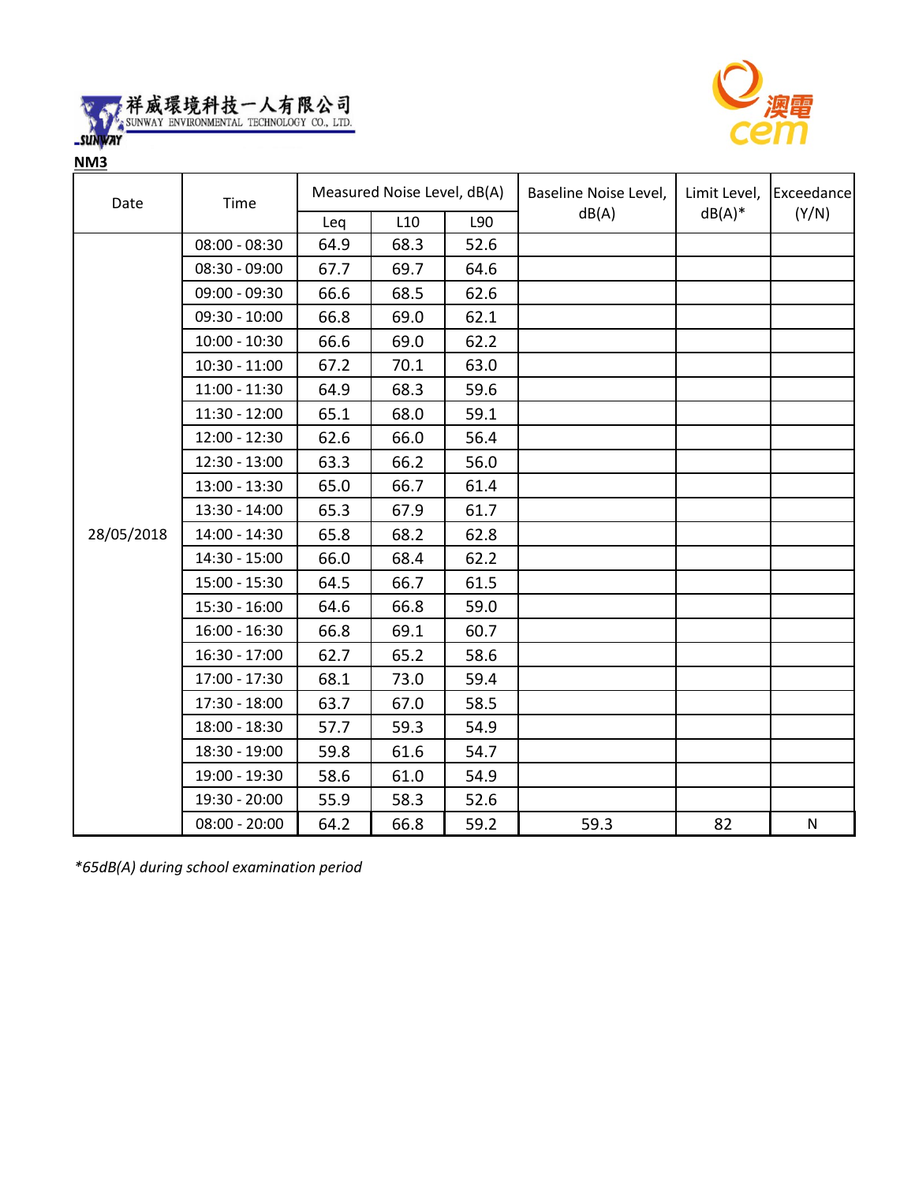祥威環境科技一人有限公司
SUNWAY ENVIRONMENTAL TECHNOLOGY CO., LTD.

澳電 cem

**NM3**

| Date | Time | Measured Noise Level, dB(A) | | | Baseline Noise Level, dB(A) | Limit Level, dB(A)* | Exceedance (Y/N) |
|---|---|---|---|---|---|---|---|
| | | Leq | L10 | L90 | | | |
| 28/05/2018 | 08:00 - 08:30 | 64.9 | 68.3 | 52.6 | | | |
| | 08:30 - 09:00 | 67.7 | 69.7 | 64.6 | | | |
| | 09:00 - 09:30 | 66.6 | 68.5 | 62.6 | | | |
| | 09:30 - 10:00 | 66.8 | 69.0 | 62.1 | | | |
| | 10:00 - 10:30 | 66.6 | 69.0 | 62.2 | | | |
| | 10:30 - 11:00 | 67.2 | 70.1 | 63.0 | | | |
| | 11:00 - 11:30 | 64.9 | 68.3 | 59.6 | | | |
| | 11:30 - 12:00 | 65.1 | 68.0 | 59.1 | | | |
| | 12:00 - 12:30 | 62.6 | 66.0 | 56.4 | | | |
| | 12:30 - 13:00 | 63.3 | 66.2 | 56.0 | | | |
| | 13:00 - 13:30 | 65.0 | 66.7 | 61.4 | | | |
| | 13:30 - 14:00 | 65.3 | 67.9 | 61.7 | | | |
| | 14:00 - 14:30 | 65.8 | 68.2 | 62.8 | | | |
| | 14:30 - 15:00 | 66.0 | 68.4 | 62.2 | | | |
| | 15:00 - 15:30 | 64.5 | 66.7 | 61.5 | | | |
| | 15:30 - 16:00 | 64.6 | 66.8 | 59.0 | | | |
| | 16:00 - 16:30 | 66.8 | 69.1 | 60.7 | | | |
| | 16:30 - 17:00 | 62.7 | 65.2 | 58.6 | | | |
| | 17:00 - 17:30 | 68.1 | 73.0 | 59.4 | | | |
| | 17:30 - 18:00 | 63.7 | 67.0 | 58.5 | | | |
| | 18:00 - 18:30 | 57.7 | 59.3 | 54.9 | | | |
| | 18:30 - 19:00 | 59.8 | 61.6 | 54.7 | | | |
| | 19:00 - 19:30 | 58.6 | 61.0 | 54.9 | | | |
| | 19:30 - 20:00 | 55.9 | 58.3 | 52.6 | | | |
| | 08:00 - 20:00 | 64.2 | 66.8 | 59.2 | 59.3 | 82 | N |

*\*65dB(A) during school examination period*